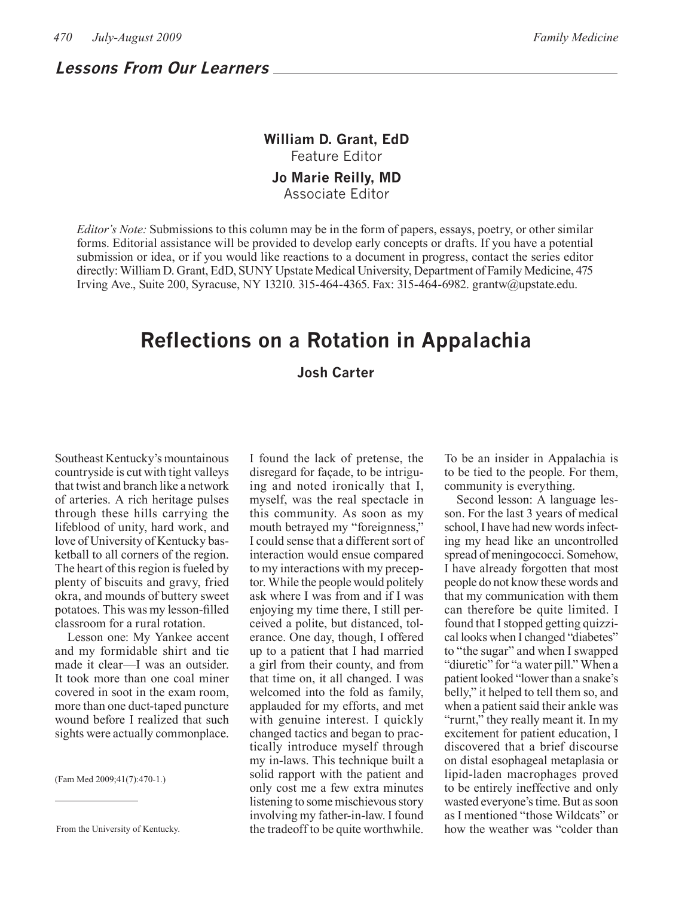## *Lessons From Our Learners*

**William D. Grant, EdD**
Feature Editor

**Jo Marie Reilly, MD**
Associate Editor

*Editor's Note:* Submissions to this column may be in the form of papers, essays, poetry, or other similar forms. Editorial assistance will be provided to develop early concepts or drafts. If you have a potential submission or idea, or if you would like reactions to a document in progress, contact the series editor directly: William D. Grant, EdD, SUNY Upstate Medical University, Department of Family Medicine, 475 Irving Ave., Suite 200, Syracuse, NY 13210. 315-464-4365. Fax: 315-464-6982. grantw@upstate.edu.

# Reflections on a Rotation in Appalachia

**Josh Carter**

(Fam Med 2009;41(7):470-1.)

From the University of Kentucky.

Southeast Kentucky's mountainous countryside is cut with tight valleys that twist and branch like a network of arteries. A rich heritage pulses through these hills carrying the lifeblood of unity, hard work, and love of University of Kentucky basketball to all corners of the region. The heart of this region is fueled by plenty of biscuits and gravy, fried okra, and mounds of buttery sweet potatoes. This was my lesson-filled classroom for a rural rotation.

Lesson one: My Yankee accent and my formidable shirt and tie made it clear—I was an outsider. It took more than one coal miner covered in soot in the exam room, more than one duct-taped puncture wound before I realized that such sights were actually commonplace. I found the lack of pretense, the disregard for façade, to be intriguing and noted ironically that I, myself, was the real spectacle in this community. As soon as my mouth betrayed my "foreignness," I could sense that a different sort of interaction would ensue compared to my interactions with my preceptor. While the people would politely ask where I was from and if I was enjoying my time there, I still perceived a polite, but distanced, tolerance. One day, though, I offered up to a patient that I had married a girl from their county, and from that time on, it all changed. I was welcomed into the fold as family, applauded for my efforts, and met with genuine interest. I quickly changed tactics and began to practically introduce myself through my in-laws. This technique built a solid rapport with the patient and only cost me a few extra minutes listening to some mischievous story involving my father-in-law. I found the tradeoff to be quite worthwhile. To be an insider in Appalachia is to be tied to the people. For them, community is everything.

Second lesson: A language lesson. For the last 3 years of medical school, I have had new words infecting my head like an uncontrolled spread of meningococci. Somehow, I have already forgotten that most people do not know these words and that my communication with them can therefore be quite limited. I found that I stopped getting quizzical looks when I changed "diabetes" to "the sugar" and when I swapped "diuretic" for "a water pill." When a patient looked "lower than a snake's belly," it helped to tell them so, and when a patient said their ankle was "rurnt," they really meant it. In my excitement for patient education, I discovered that a brief discourse on distal esophageal metaplasia or lipid-laden macrophages proved to be entirely ineffective and only wasted everyone's time. But as soon as I mentioned "those Wildcats" or how the weather was "colder than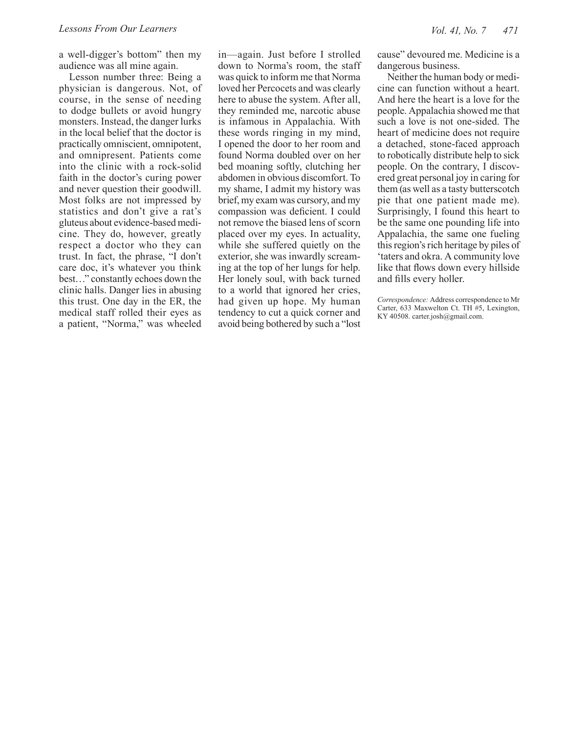a well-digger's bottom" then my audience was all mine again.

Lesson number three: Being a physician is dangerous. Not, of course, in the sense of needing to dodge bullets or avoid hungry monsters. Instead, the danger lurks in the local belief that the doctor is practically omniscient, omnipotent, and omnipresent. Patients come into the clinic with a rock-solid faith in the doctor's curing power and never question their goodwill. Most folks are not impressed by statistics and don't give a rat's gluteus about evidence-based medicine. They do, however, greatly respect a doctor who they can trust. In fact, the phrase, "I don't care doc, it's whatever you think best…" constantly echoes down the clinic halls. Danger lies in abusing this trust. One day in the ER, the medical staff rolled their eyes as a patient, "Norma," was wheeled in—again. Just before I strolled down to Norma's room, the staff was quick to inform me that Norma loved her Percocets and was clearly here to abuse the system. After all, they reminded me, narcotic abuse is infamous in Appalachia. With these words ringing in my mind, I opened the door to her room and found Norma doubled over on her bed moaning softly, clutching her abdomen in obvious discomfort. To my shame, I admit my history was brief, my exam was cursory, and my compassion was deficient. I could not remove the biased lens of scorn placed over my eyes. In actuality, while she suffered quietly on the exterior, she was inwardly screaming at the top of her lungs for help. Her lonely soul, with back turned to a world that ignored her cries, had given up hope. My human tendency to cut a quick corner and avoid being bothered by such a "lost cause" devoured me. Medicine is a dangerous business.

Neither the human body or medicine can function without a heart. And here the heart is a love for the people. Appalachia showed me that such a love is not one-sided. The heart of medicine does not require a detached, stone-faced approach to robotically distribute help to sick people. On the contrary, I discovered great personal joy in caring for them (as well as a tasty butterscotch pie that one patient made me). Surprisingly, I found this heart to be the same one pounding life into Appalachia, the same one fueling this region's rich heritage by piles of 'taters and okra. A community love like that flows down every hillside and fills every holler.

*Correspondence:* Address correspondence to Mr Carter, 633 Maxwelton Ct. TH #5, Lexington, KY 40508. carter.josh@gmail.com.